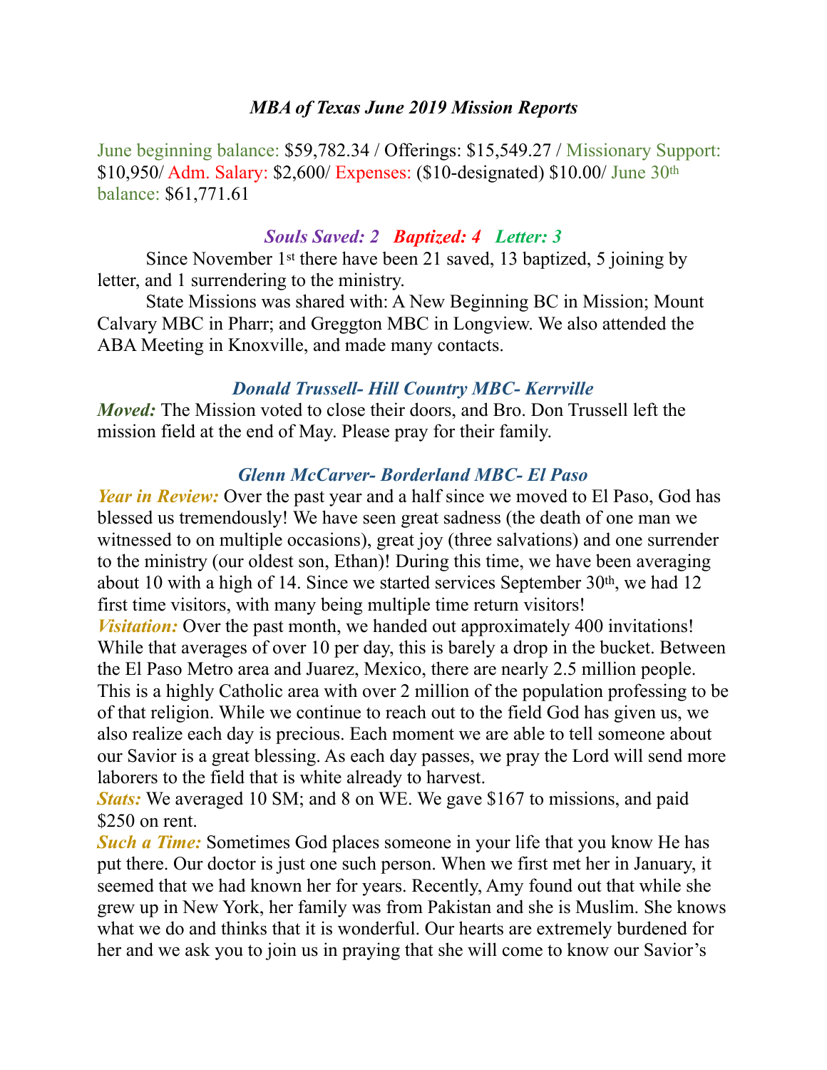### *MBA of Texas June 2019 Mission Reports*

June beginning balance: $59,782.34 / Offerings: $15,549.27 / Missionary Support: $10,950/ Adm. Salary: $2,600/ Expenses: ($10-designated) $10.00/ June 30th balance: $61,771.61

### *Souls Saved: 2 Baptized: 4 Letter: 3*

Since November 1st there have been 21 saved, 13 baptized, 5 joining by letter, and 1 surrendering to the ministry.

State Missions was shared with: A New Beginning BC in Mission; Mount Calvary MBC in Pharr; and Greggton MBC in Longview. We also attended the ABA Meeting in Knoxville, and made many contacts.

### *Donald Trussell- Hill Country MBC- Kerrville*

***Moved:*** The Mission voted to close their doors, and Bro. Don Trussell left the mission field at the end of May. Please pray for their family.

### *Glenn McCarver- Borderland MBC- El Paso*

***Year in Review:*** Over the past year and a half since we moved to El Paso, God has blessed us tremendously! We have seen great sadness (the death of one man we witnessed to on multiple occasions), great joy (three salvations) and one surrender to the ministry (our oldest son, Ethan)! During this time, we have been averaging about 10 with a high of 14. Since we started services September 30th, we had 12 first time visitors, with many being multiple time return visitors!

***Visitation:*** Over the past month, we handed out approximately 400 invitations! While that averages of over 10 per day, this is barely a drop in the bucket. Between the El Paso Metro area and Juarez, Mexico, there are nearly 2.5 million people. This is a highly Catholic area with over 2 million of the population professing to be of that religion. While we continue to reach out to the field God has given us, we also realize each day is precious. Each moment we are able to tell someone about our Savior is a great blessing. As each day passes, we pray the Lord will send more laborers to the field that is white already to harvest.

***Stats:*** We averaged 10 SM; and 8 on WE. We gave $167 to missions, and paid $250 on rent.

***Such a Time:*** Sometimes God places someone in your life that you know He has put there. Our doctor is just one such person. When we first met her in January, it seemed that we had known her for years. Recently, Amy found out that while she grew up in New York, her family was from Pakistan and she is Muslim. She knows what we do and thinks that it is wonderful. Our hearts are extremely burdened for her and we ask you to join us in praying that she will come to know our Savior's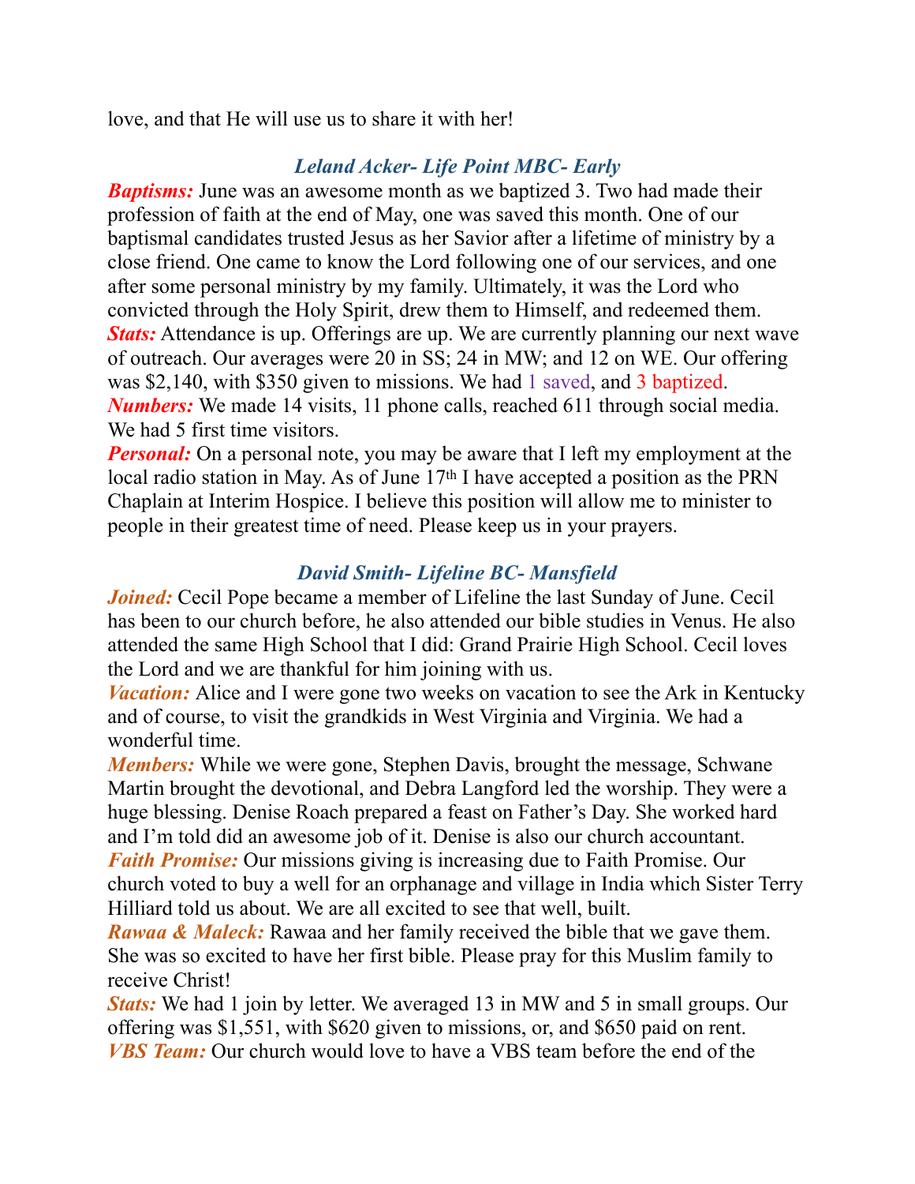love, and that He will use us to share it with her!

### *Leland Acker- Life Point MBC- Early*

***Baptisms:*** June was an awesome month as we baptized 3. Two had made their profession of faith at the end of May, one was saved this month. One of our baptismal candidates trusted Jesus as her Savior after a lifetime of ministry by a close friend. One came to know the Lord following one of our services, and one after some personal ministry by my family. Ultimately, it was the Lord who convicted through the Holy Spirit, drew them to Himself, and redeemed them.
***Stats:*** Attendance is up. Offerings are up. We are currently planning our next wave of outreach. Our averages were 20 in SS; 24 in MW; and 12 on WE. Our offering was $2,140, with $350 given to missions. We had 1 saved, and 3 baptized.
***Numbers:*** We made 14 visits, 11 phone calls, reached 611 through social media. We had 5 first time visitors.
***Personal:*** On a personal note, you may be aware that I left my employment at the local radio station in May. As of June 17th I have accepted a position as the PRN Chaplain at Interim Hospice. I believe this position will allow me to minister to people in their greatest time of need. Please keep us in your prayers.

### *David Smith- Lifeline BC- Mansfield*

***Joined:*** Cecil Pope became a member of Lifeline the last Sunday of June. Cecil has been to our church before, he also attended our bible studies in Venus. He also attended the same High School that I did: Grand Prairie High School. Cecil loves the Lord and we are thankful for him joining with us.
***Vacation:*** Alice and I were gone two weeks on vacation to see the Ark in Kentucky and of course, to visit the grandkids in West Virginia and Virginia. We had a wonderful time.
***Members:*** While we were gone, Stephen Davis, brought the message, Schwane Martin brought the devotional, and Debra Langford led the worship. They were a huge blessing. Denise Roach prepared a feast on Father's Day. She worked hard and I'm told did an awesome job of it. Denise is also our church accountant.
***Faith Promise:*** Our missions giving is increasing due to Faith Promise. Our church voted to buy a well for an orphanage and village in India which Sister Terry Hilliard told us about. We are all excited to see that well, built.
***Rawaa & Maleck:*** Rawaa and her family received the bible that we gave them. She was so excited to have her first bible. Please pray for this Muslim family to receive Christ!
***Stats:*** We had 1 join by letter. We averaged 13 in MW and 5 in small groups. Our offering was $1,551, with $620 given to missions, or, and $650 paid on rent.
***VBS Team:*** Our church would love to have a VBS team before the end of the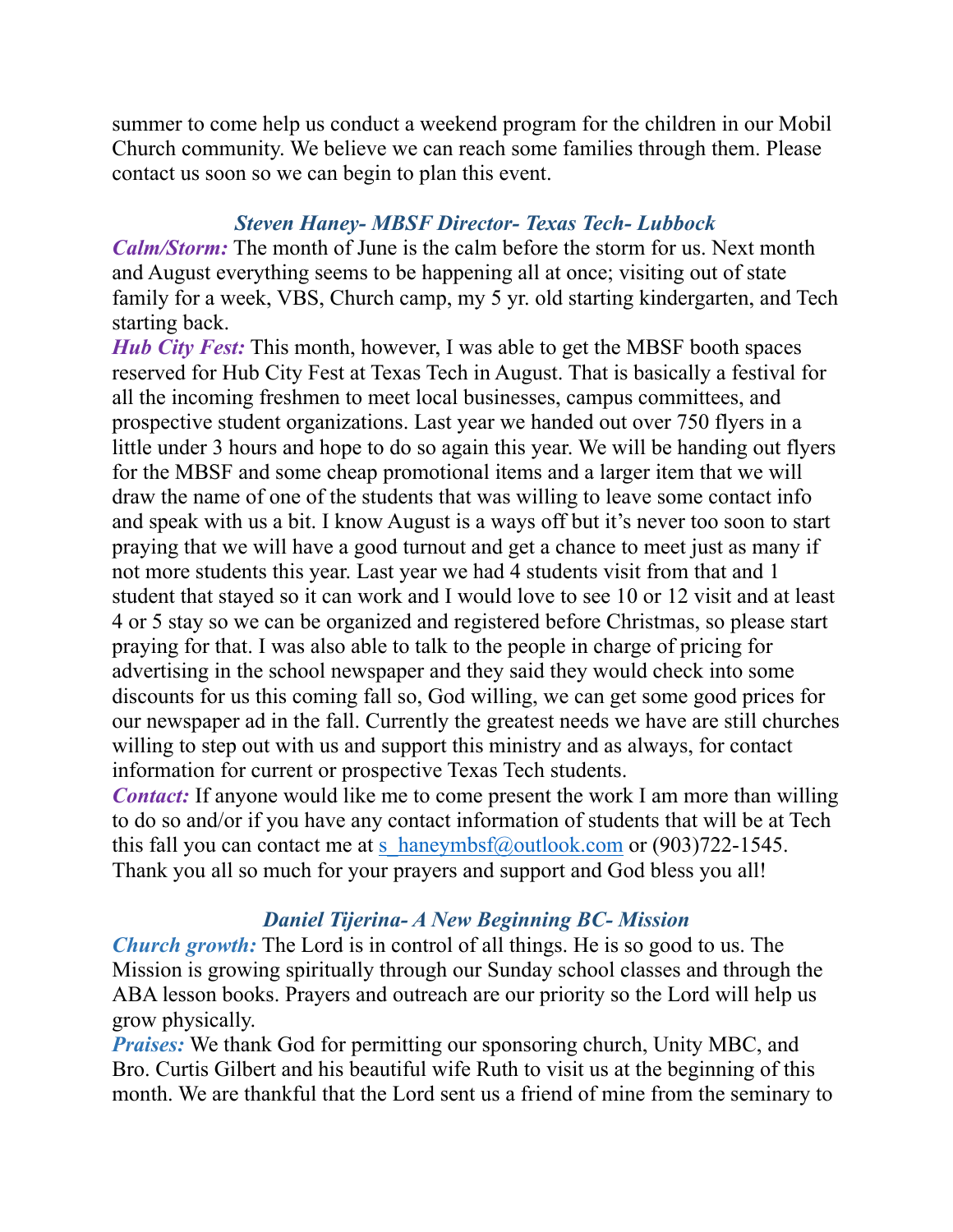summer to come help us conduct a weekend program for the children in our Mobil Church community. We believe we can reach some families through them. Please contact us soon so we can begin to plan this event.

### *Steven Haney- MBSF Director- Texas Tech- Lubbock*

***Calm/Storm:*** The month of June is the calm before the storm for us. Next month and August everything seems to be happening all at once; visiting out of state family for a week, VBS, Church camp, my 5 yr. old starting kindergarten, and Tech starting back.

***Hub City Fest:*** This month, however, I was able to get the MBSF booth spaces reserved for Hub City Fest at Texas Tech in August. That is basically a festival for all the incoming freshmen to meet local businesses, campus committees, and prospective student organizations. Last year we handed out over 750 flyers in a little under 3 hours and hope to do so again this year. We will be handing out flyers for the MBSF and some cheap promotional items and a larger item that we will draw the name of one of the students that was willing to leave some contact info and speak with us a bit. I know August is a ways off but it's never too soon to start praying that we will have a good turnout and get a chance to meet just as many if not more students this year. Last year we had 4 students visit from that and 1 student that stayed so it can work and I would love to see 10 or 12 visit and at least 4 or 5 stay so we can be organized and registered before Christmas, so please start praying for that. I was also able to talk to the people in charge of pricing for advertising in the school newspaper and they said they would check into some discounts for us this coming fall so, God willing, we can get some good prices for our newspaper ad in the fall. Currently the greatest needs we have are still churches willing to step out with us and support this ministry and as always, for contact information for current or prospective Texas Tech students.

***Contact:*** If anyone would like me to come present the work I am more than willing to do so and/or if you have any contact information of students that will be at Tech this fall you can contact me at [s_haneymbsf@outlook.com](mailto:s_haneymbsf@outlook.com) or (903)722-1545. Thank you all so much for your prayers and support and God bless you all!

### *Daniel Tijerina- A New Beginning BC- Mission*

***Church growth:*** The Lord is in control of all things. He is so good to us. The Mission is growing spiritually through our Sunday school classes and through the ABA lesson books. Prayers and outreach are our priority so the Lord will help us grow physically.

***Praises:*** We thank God for permitting our sponsoring church, Unity MBC, and Bro. Curtis Gilbert and his beautiful wife Ruth to visit us at the beginning of this month. We are thankful that the Lord sent us a friend of mine from the seminary to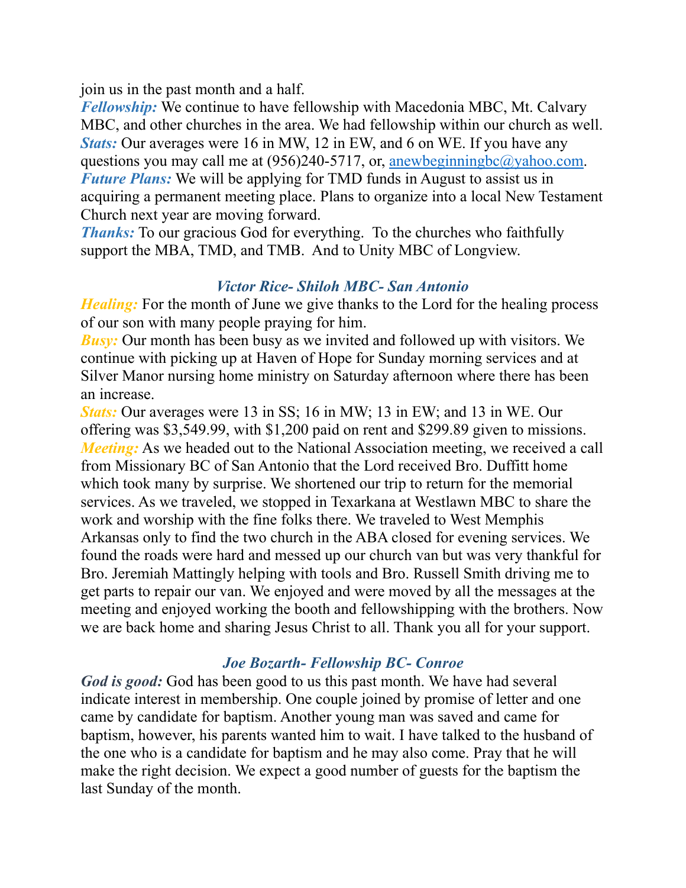join us in the past month and a half.

***Fellowship:*** We continue to have fellowship with Macedonia MBC, Mt. Calvary MBC, and other churches in the area. We had fellowship within our church as well.

***Stats:*** Our averages were 16 in MW, 12 in EW, and 6 on WE. If you have any questions you may call me at (956)240-5717, or, anewbeginningbc@yahoo.com.

***Future Plans:*** We will be applying for TMD funds in August to assist us in acquiring a permanent meeting place. Plans to organize into a local New Testament Church next year are moving forward.

***Thanks:*** To our gracious God for everything. To the churches who faithfully support the MBA, TMD, and TMB. And to Unity MBC of Longview.

### *Victor Rice- Shiloh MBC- San Antonio*

***Healing:*** For the month of June we give thanks to the Lord for the healing process of our son with many people praying for him.

***Busy:*** Our month has been busy as we invited and followed up with visitors. We continue with picking up at Haven of Hope for Sunday morning services and at Silver Manor nursing home ministry on Saturday afternoon where there has been an increase.

***Stats:*** Our averages were 13 in SS; 16 in MW; 13 in EW; and 13 in WE. Our offering was $3,549.99, with $1,200 paid on rent and $299.89 given to missions.

***Meeting:*** As we headed out to the National Association meeting, we received a call from Missionary BC of San Antonio that the Lord received Bro. Duffitt home which took many by surprise. We shortened our trip to return for the memorial services. As we traveled, we stopped in Texarkana at Westlawn MBC to share the work and worship with the fine folks there. We traveled to West Memphis Arkansas only to find the two church in the ABA closed for evening services. We found the roads were hard and messed up our church van but was very thankful for Bro. Jeremiah Mattingly helping with tools and Bro. Russell Smith driving me to get parts to repair our van. We enjoyed and were moved by all the messages at the meeting and enjoyed working the booth and fellowshipping with the brothers. Now we are back home and sharing Jesus Christ to all. Thank you all for your support.

### *Joe Bozarth- Fellowship BC- Conroe*

***God is good:*** God has been good to us this past month. We have had several indicate interest in membership. One couple joined by promise of letter and one came by candidate for baptism. Another young man was saved and came for baptism, however, his parents wanted him to wait. I have talked to the husband of the one who is a candidate for baptism and he may also come. Pray that he will make the right decision. We expect a good number of guests for the baptism the last Sunday of the month.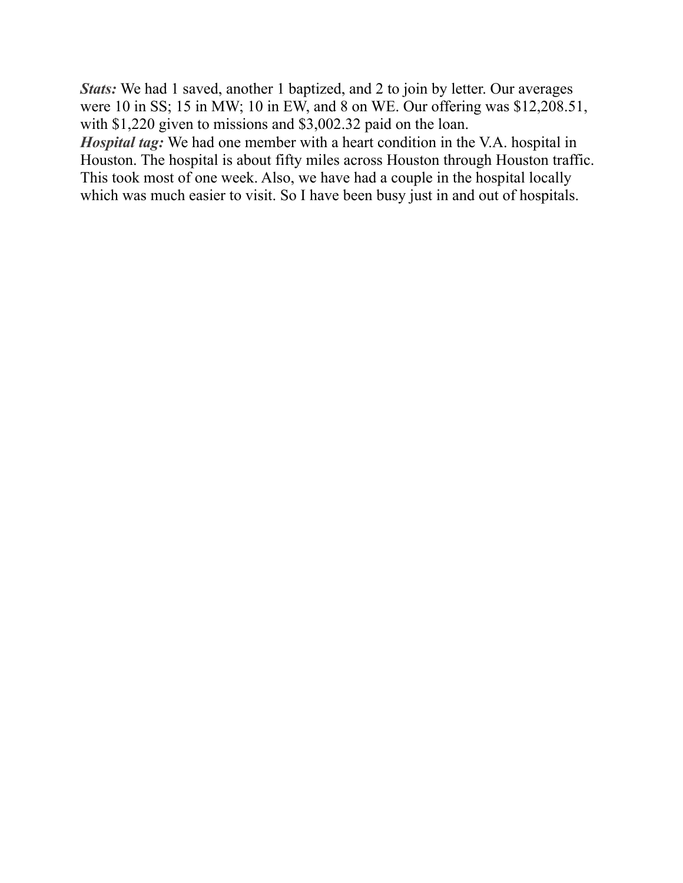***Stats:*** We had 1 saved, another 1 baptized, and 2 to join by letter. Our averages were 10 in SS; 15 in MW; 10 in EW, and 8 on WE. Our offering was $12,208.51, with $1,220 given to missions and $3,002.32 paid on the loan.
***Hospital tag:*** We had one member with a heart condition in the V.A. hospital in Houston. The hospital is about fifty miles across Houston through Houston traffic. This took most of one week. Also, we have had a couple in the hospital locally which was much easier to visit. So I have been busy just in and out of hospitals.